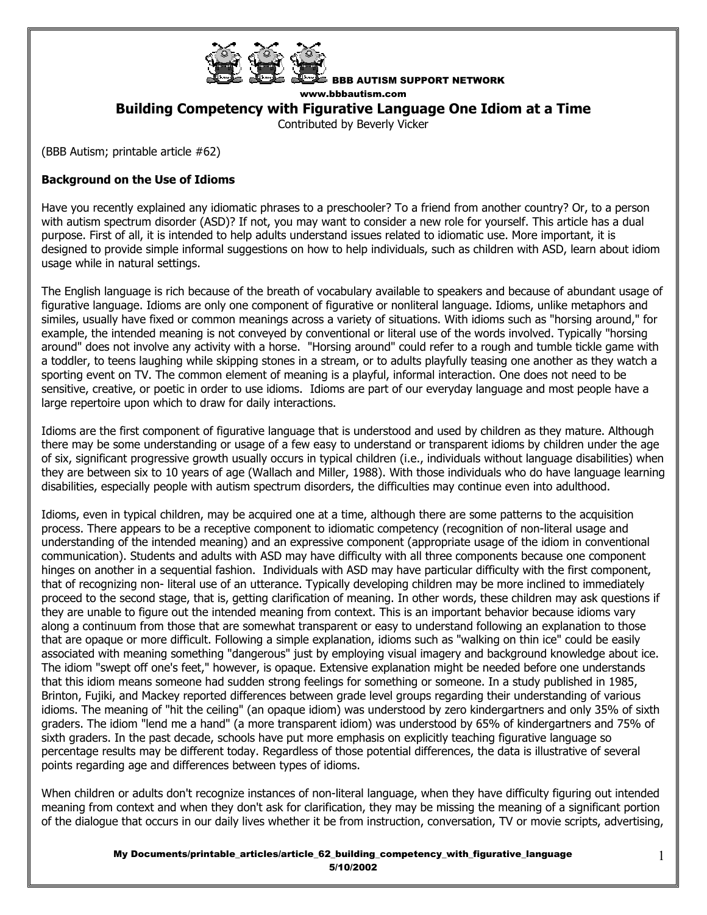BBB AUTISM SUPPORT NETWORK
www.bbbautism.com

# Building Competency with Figurative Language One Idiom at a Time

Contributed by Beverly Vicker

(BBB Autism; printable article #62)

**Background on the Use of Idioms**

Have you recently explained any idiomatic phrases to a preschooler? To a friend from another country? Or, to a person with autism spectrum disorder (ASD)? If not, you may want to consider a new role for yourself. This article has a dual purpose. First of all, it is intended to help adults understand issues related to idiomatic use. More important, it is designed to provide simple informal suggestions on how to help individuals, such as children with ASD, learn about idiom usage while in natural settings.

The English language is rich because of the breath of vocabulary available to speakers and because of abundant usage of figurative language. Idioms are only one component of figurative or nonliteral language. Idioms, unlike metaphors and similes, usually have fixed or common meanings across a variety of situations. With idioms such as "horsing around," for example, the intended meaning is not conveyed by conventional or literal use of the words involved. Typically "horsing around" does not involve any activity with a horse. "Horsing around" could refer to a rough and tumble tickle game with a toddler, to teens laughing while skipping stones in a stream, or to adults playfully teasing one another as they watch a sporting event on TV. The common element of meaning is a playful, informal interaction. One does not need to be sensitive, creative, or poetic in order to use idioms. Idioms are part of our everyday language and most people have a large repertoire upon which to draw for daily interactions.

Idioms are the first component of figurative language that is understood and used by children as they mature. Although there may be some understanding or usage of a few easy to understand or transparent idioms by children under the age of six, significant progressive growth usually occurs in typical children (i.e., individuals without language disabilities) when they are between six to 10 years of age (Wallach and Miller, 1988). With those individuals who do have language learning disabilities, especially people with autism spectrum disorders, the difficulties may continue even into adulthood.

Idioms, even in typical children, may be acquired one at a time, although there are some patterns to the acquisition process. There appears to be a receptive component to idiomatic competency (recognition of non-literal usage and understanding of the intended meaning) and an expressive component (appropriate usage of the idiom in conventional communication). Students and adults with ASD may have difficulty with all three components because one component hinges on another in a sequential fashion. Individuals with ASD may have particular difficulty with the first component, that of recognizing non- literal use of an utterance. Typically developing children may be more inclined to immediately proceed to the second stage, that is, getting clarification of meaning. In other words, these children may ask questions if they are unable to figure out the intended meaning from context. This is an important behavior because idioms vary along a continuum from those that are somewhat transparent or easy to understand following an explanation to those that are opaque or more difficult. Following a simple explanation, idioms such as "walking on thin ice" could be easily associated with meaning something "dangerous" just by employing visual imagery and background knowledge about ice. The idiom "swept off one's feet," however, is opaque. Extensive explanation might be needed before one understands that this idiom means someone had sudden strong feelings for something or someone. In a study published in 1985, Brinton, Fujiki, and Mackey reported differences between grade level groups regarding their understanding of various idioms. The meaning of "hit the ceiling" (an opaque idiom) was understood by zero kindergartners and only 35% of sixth graders. The idiom "lend me a hand" (a more transparent idiom) was understood by 65% of kindergartners and 75% of sixth graders. In the past decade, schools have put more emphasis on explicitly teaching figurative language so percentage results may be different today. Regardless of those potential differences, the data is illustrative of several points regarding age and differences between types of idioms.

When children or adults don't recognize instances of non-literal language, when they have difficulty figuring out intended meaning from context and when they don't ask for clarification, they may be missing the meaning of a significant portion of the dialogue that occurs in our daily lives whether it be from instruction, conversation, TV or movie scripts, advertising,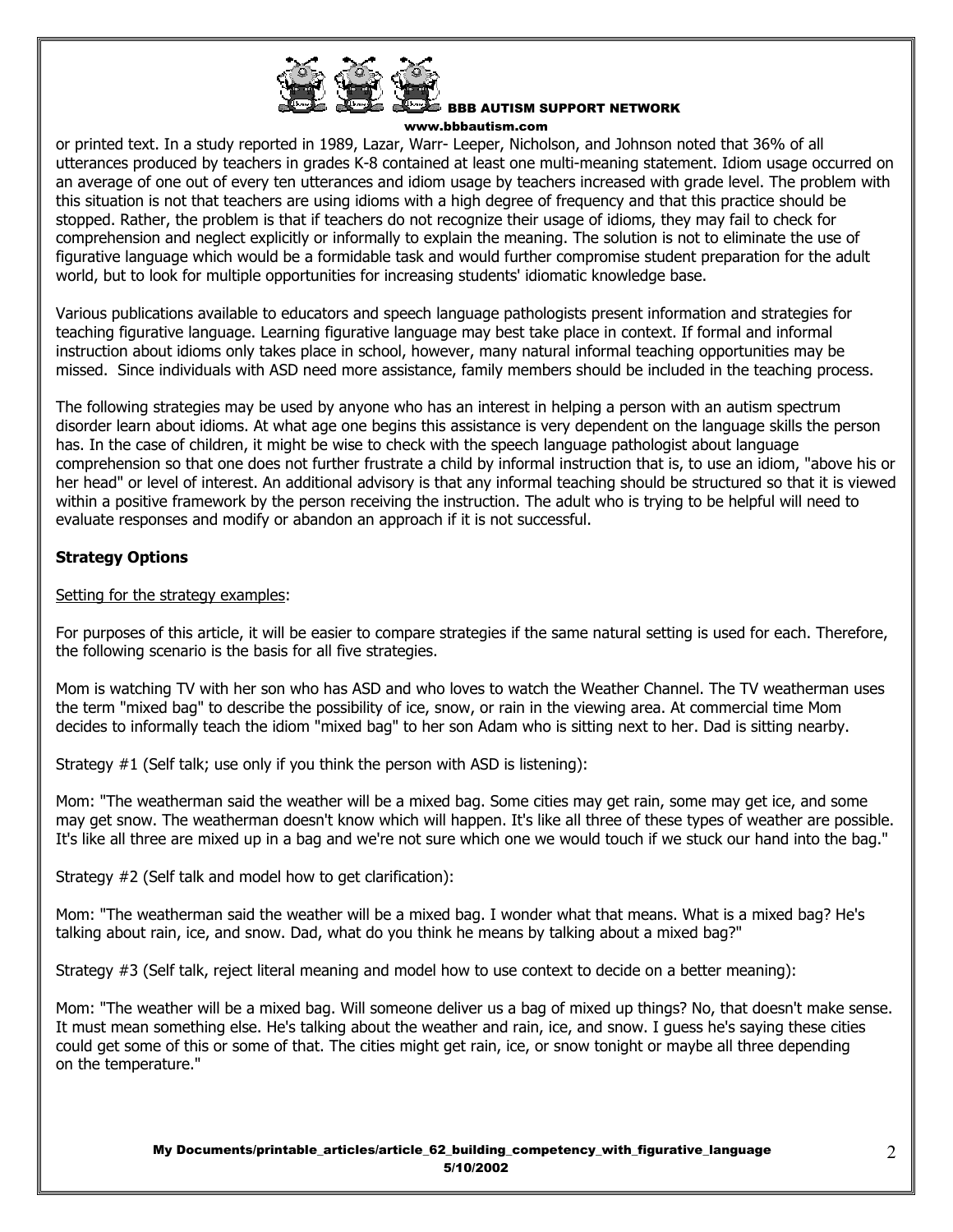or printed text. In a study reported in 1989, Lazar, Warr- Leeper, Nicholson, and Johnson noted that 36% of all utterances produced by teachers in grades K-8 contained at least one multi-meaning statement. Idiom usage occurred on an average of one out of every ten utterances and idiom usage by teachers increased with grade level. The problem with this situation is not that teachers are using idioms with a high degree of frequency and that this practice should be stopped. Rather, the problem is that if teachers do not recognize their usage of idioms, they may fail to check for comprehension and neglect explicitly or informally to explain the meaning. The solution is not to eliminate the use of figurative language which would be a formidable task and would further compromise student preparation for the adult world, but to look for multiple opportunities for increasing students' idiomatic knowledge base.

Various publications available to educators and speech language pathologists present information and strategies for teaching figurative language. Learning figurative language may best take place in context. If formal and informal instruction about idioms only takes place in school, however, many natural informal teaching opportunities may be missed. Since individuals with ASD need more assistance, family members should be included in the teaching process.

The following strategies may be used by anyone who has an interest in helping a person with an autism spectrum disorder learn about idioms. At what age one begins this assistance is very dependent on the language skills the person has. In the case of children, it might be wise to check with the speech language pathologist about language comprehension so that one does not further frustrate a child by informal instruction that is, to use an idiom, "above his or her head" or level of interest. An additional advisory is that any informal teaching should be structured so that it is viewed within a positive framework by the person receiving the instruction. The adult who is trying to be helpful will need to evaluate responses and modify or abandon an approach if it is not successful.

**Strategy Options**

Setting for the strategy examples:

For purposes of this article, it will be easier to compare strategies if the same natural setting is used for each. Therefore, the following scenario is the basis for all five strategies.

Mom is watching TV with her son who has ASD and who loves to watch the Weather Channel. The TV weatherman uses the term "mixed bag" to describe the possibility of ice, snow, or rain in the viewing area. At commercial time Mom decides to informally teach the idiom "mixed bag" to her son Adam who is sitting next to her. Dad is sitting nearby.

Strategy #1 (Self talk; use only if you think the person with ASD is listening):

Mom: "The weatherman said the weather will be a mixed bag. Some cities may get rain, some may get ice, and some may get snow. The weatherman doesn't know which will happen. It's like all three of these types of weather are possible. It's like all three are mixed up in a bag and we're not sure which one we would touch if we stuck our hand into the bag."

Strategy #2 (Self talk and model how to get clarification):

Mom: "The weatherman said the weather will be a mixed bag. I wonder what that means. What is a mixed bag? He's talking about rain, ice, and snow. Dad, what do you think he means by talking about a mixed bag?"

Strategy #3 (Self talk, reject literal meaning and model how to use context to decide on a better meaning):

Mom: "The weather will be a mixed bag. Will someone deliver us a bag of mixed up things? No, that doesn't make sense. It must mean something else. He's talking about the weather and rain, ice, and snow. I guess he's saying these cities could get some of this or some of that. The cities might get rain, ice, or snow tonight or maybe all three depending on the temperature."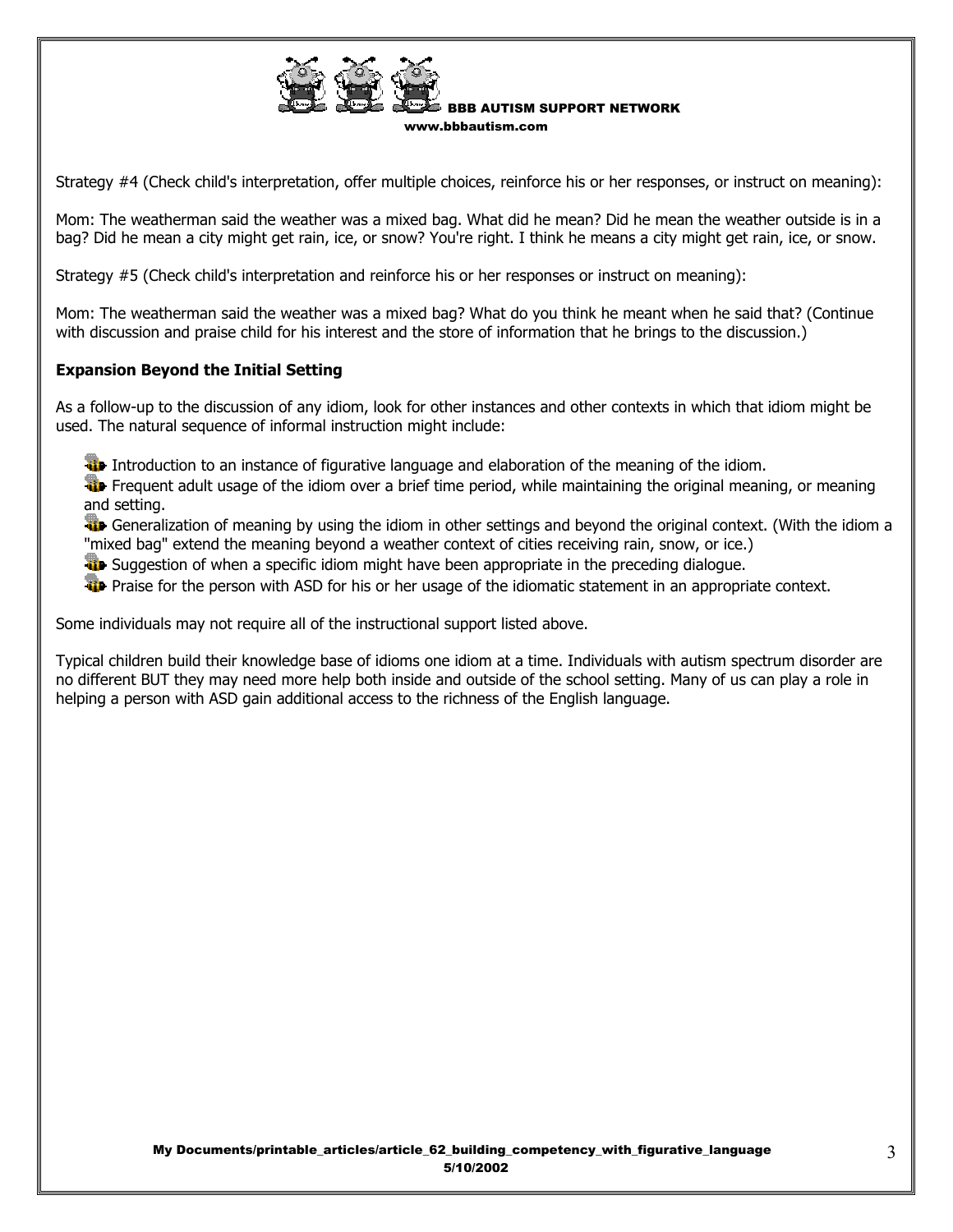Strategy #4 (Check child's interpretation, offer multiple choices, reinforce his or her responses, or instruct on meaning):

Mom: The weatherman said the weather was a mixed bag. What did he mean? Did he mean the weather outside is in a bag? Did he mean a city might get rain, ice, or snow? You're right. I think he means a city might get rain, ice, or snow.

Strategy #5 (Check child's interpretation and reinforce his or her responses or instruct on meaning):

Mom: The weatherman said the weather was a mixed bag? What do you think he meant when he said that? (Continue with discussion and praise child for his interest and the store of information that he brings to the discussion.)

**Expansion Beyond the Initial Setting**

As a follow-up to the discussion of any idiom, look for other instances and other contexts in which that idiom might be used. The natural sequence of informal instruction might include:

- Introduction to an instance of figurative language and elaboration of the meaning of the idiom.
- Frequent adult usage of the idiom over a brief time period, while maintaining the original meaning, or meaning and setting.
- Generalization of meaning by using the idiom in other settings and beyond the original context. (With the idiom a "mixed bag" extend the meaning beyond a weather context of cities receiving rain, snow, or ice.)
- Suggestion of when a specific idiom might have been appropriate in the preceding dialogue.
- Praise for the person with ASD for his or her usage of the idiomatic statement in an appropriate context.

Some individuals may not require all of the instructional support listed above.

Typical children build their knowledge base of idioms one idiom at a time. Individuals with autism spectrum disorder are no different BUT they may need more help both inside and outside of the school setting. Many of us can play a role in helping a person with ASD gain additional access to the richness of the English language.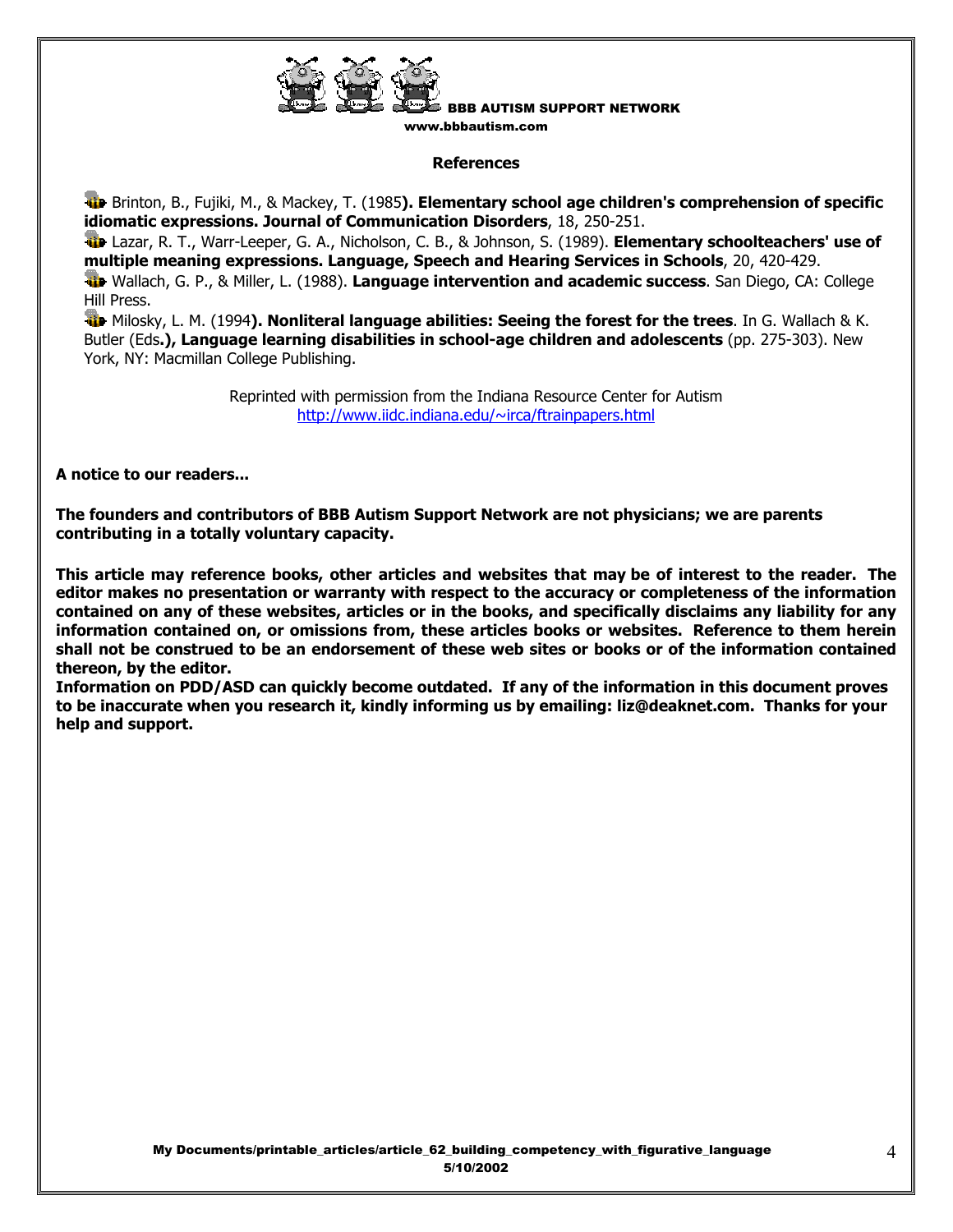BBB AUTISM SUPPORT NETWORK
www.bbbautism.com

**References**

- Brinton, B., Fujiki, M., & Mackey, T. (1985**). Elementary school age children's comprehension of specific idiomatic expressions. Journal of Communication Disorders**, 18, 250-251.
- Lazar, R. T., Warr-Leeper, G. A., Nicholson, C. B., & Johnson, S. (1989). **Elementary schoolteachers' use of multiple meaning expressions. Language, Speech and Hearing Services in Schools**, 20, 420-429.
- Wallach, G. P., & Miller, L. (1988). **Language intervention and academic success**. San Diego, CA: College Hill Press.
- Milosky, L. M. (1994**). Nonliteral language abilities: Seeing the forest for the trees**. In G. Wallach & K. Butler (Eds**.), Language learning disabilities in school-age children and adolescents** (pp. 275-303). New York, NY: Macmillan College Publishing.

Reprinted with permission from the Indiana Resource Center for Autism
http://www.iidc.indiana.edu/~irca/ftrainpapers.html

**A notice to our readers...**

**The founders and contributors of BBB Autism Support Network are not physicians; we are parents contributing in a totally voluntary capacity.**

**This article may reference books, other articles and websites that may be of interest to the reader. The editor makes no presentation or warranty with respect to the accuracy or completeness of the information contained on any of these websites, articles or in the books, and specifically disclaims any liability for any information contained on, or omissions from, these articles books or websites. Reference to them herein shall not be construed to be an endorsement of these web sites or books or of the information contained thereon, by the editor.**
**Information on PDD/ASD can quickly become outdated. If any of the information in this document proves to be inaccurate when you research it, kindly informing us by emailing: liz@deaknet.com. Thanks for your help and support.**